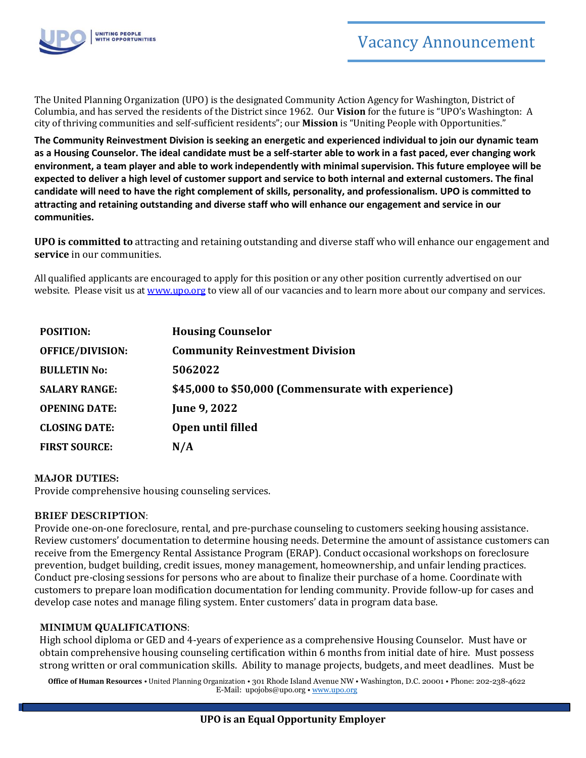# Vacancy Announcement

The United Planning Organization (UPO) is the designated Community Action Agency for Washington, District of Columbia, and has served the residents of the District since 1962. Our **Vision** for the future is "UPO's Washington: A city of thriving communities and self-sufficient residents"; our **Mission** is "Uniting People with Opportunities."

**The Community Reinvestment Division is seeking an energetic and experienced individual to join our dynamic team as a Housing Counselor. The ideal candidate must be a self-starter able to work in a fast paced, ever changing work environment, a team player and able to work independently with minimal supervision. This future employee will be expected to deliver a high level of customer support and service to both internal and external customers. The final candidate will need to have the right complement of skills, personality, and professionalism. UPO is committed to attracting and retaining outstanding and diverse staff who will enhance our engagement and service in our communities.**

**UPO is committed to** attracting and retaining outstanding and diverse staff who will enhance our engagement and **service** in our communities.

All qualified applicants are encouraged to apply for this position or any other position currently advertised on our website. Please visit us at www.upo.org to view all of our vacancies and to learn more about our company and services.

| | |
|---|---|
| **POSITION:** | **Housing Counselor** |
| **OFFICE/DIVISION:** | **Community Reinvestment Division** |
| **BULLETIN No:** | **5062022** |
| **SALARY RANGE:** | **$45,000 to $50,000 (Commensurate with experience)** |
| **OPENING DATE:** | **June 9, 2022** |
| **CLOSING DATE:** | **Open until filled** |
| **FIRST SOURCE:** | **N/A** |

**MAJOR DUTIES:**
Provide comprehensive housing counseling services.

**BRIEF DESCRIPTION**:
Provide one-on-one foreclosure, rental, and pre-purchase counseling to customers seeking housing assistance. Review customers' documentation to determine housing needs. Determine the amount of assistance customers can receive from the Emergency Rental Assistance Program (ERAP). Conduct occasional workshops on foreclosure prevention, budget building, credit issues, money management, homeownership, and unfair lending practices. Conduct pre-closing sessions for persons who are about to finalize their purchase of a home. Coordinate with customers to prepare loan modification documentation for lending community. Provide follow-up for cases and develop case notes and manage filing system. Enter customers' data in program data base.

**MINIMUM QUALIFICATIONS**:
High school diploma or GED and 4-years of experience as a comprehensive Housing Counselor. Must have or obtain comprehensive housing counseling certification within 6 months from initial date of hire. Must possess strong written or oral communication skills. Ability to manage projects, budgets, and meet deadlines. Must be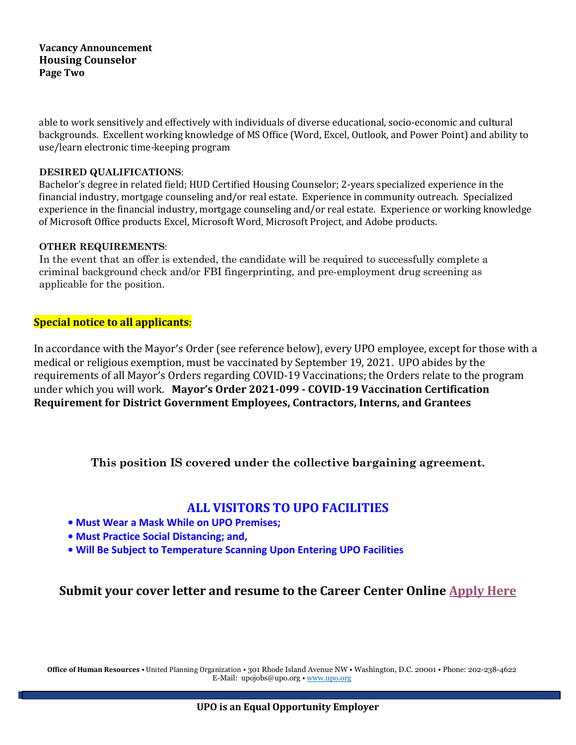able to work sensitively and effectively with individuals of diverse educational, socio-economic and cultural backgrounds. Excellent working knowledge of MS Office (Word, Excel, Outlook, and Power Point) and ability to use/learn electronic time-keeping program

**DESIRED QUALIFICATIONS**:
Bachelor's degree in related field; HUD Certified Housing Counselor; 2-years specialized experience in the financial industry, mortgage counseling and/or real estate. Experience in community outreach. Specialized experience in the financial industry, mortgage counseling and/or real estate. Experience or working knowledge of Microsoft Office products Excel, Microsoft Word, Microsoft Project, and Adobe products.

**OTHER REQUIREMENTS**:
In the event that an offer is extended, the candidate will be required to successfully complete a criminal background check and/or FBI fingerprinting, and pre-employment drug screening as applicable for the position.

**Special notice to all applicants**:

In accordance with the Mayor's Order (see reference below), every UPO employee, except for those with a medical or religious exemption, must be vaccinated by September 19, 2021. UPO abides by the requirements of all Mayor's Orders regarding COVID-19 Vaccinations; the Orders relate to the program under which you will work. **Mayor's Order 2021-099 - COVID-19 Vaccination Certification Requirement for District Government Employees, Contractors, Interns, and Grantees**

**This position IS covered under the collective bargaining agreement.**

## ALL VISITORS TO UPO FACILITIES

- **Must Wear a Mask While on UPO Premises;**
- **Must Practice Social Distancing; and,**
- **Will Be Subject to Temperature Scanning Upon Entering UPO Facilities**

**Submit your cover letter and resume to the Career Center Online Apply Here**

**Office of Human Resources** • United Planning Organization • 301 Rhode Island Avenue NW • Washington, D.C. 20001 • Phone: 202-238-4622
E-Mail: upojobs@upo.org • www.upo.org

**UPO is an Equal Opportunity Employer**